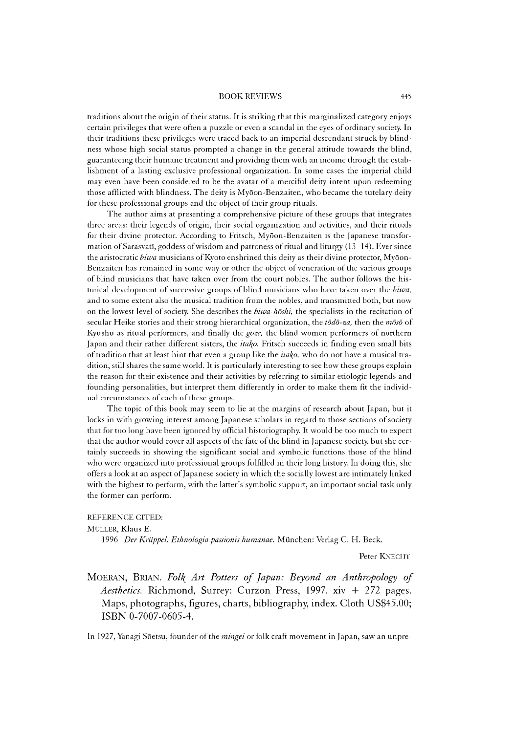traditions about the origin of their status. It is striking that this marginalized category enjoys certain privileges that were often a puzzle or even a scandal in the eyes of ordinary society. In their traditions these privileges were traced back to an imperial descendant struck by blindness whose high social status prompted a change in the general attitude towards the blind, guaranteeing their humane treatment and providing them with an income through the establishment of a lasting exclusive professional organization. In some cases the imperial child may even have been considered to be the avatar of a merciful deity intent upon redeeming those afflicted with blindness. The deity is Myōon-Benzaiten, who became the tutelary deity for these professional groups and the object of their group rituals.

The author aims at presenting a comprehensive picture of these groups that integrates three areas: their legends of origin, their social organization and activities, and their rituals for their divine protector. According to Fritsch, Myōon-Benzaiten is the Japanese transformation of Sarasvatī, goddess of wisdom and patroness of ritual and liturgy (13–14). Ever since the aristocratic *biwa* musicians of Kyoto enshrined this deity as their divine protector, Myōon-Benzaiten has remained in some way or other the object of veneration of the various groups of blind musicians that have taken over from the court nobles. The author follows the historical development of successive groups of blind musicians who have taken over the *biwa*, and to some extent also the musical tradition from the nobles, and transmitted both, but now on the lowest level of society. She describes the *biwa-hōshi*, the specialists in the recitation of secular Heike stories and their strong hierarchical organization, the *tōdō-za*, then the *mōsō* of Kyushu as ritual performers, and finally the *goze*, the blind women performers of northern Japan and their rather different sisters, the *itako*. Fritsch succeeds in finding even small bits of tradition that at least hint that even a group like the *itako*, who do not have a musical tradition, still shares the same world. It is particularly interesting to see how these groups explain the reason for their existence and their activities by referring to similar etiologic legends and founding personalities, but interpret them differently in order to make them fit the individual circumstances of each of these groups.

The topic of this book may seem to lie at the margins of research about Japan, but it locks in with growing interest among Japanese scholars in regard to those sections of society that for too long have been ignored by official historiography. It would be too much to expect that the author would cover all aspects of the fate of the blind in Japanese society, but she certainly succeeds in showing the significant social and symbolic functions those of the blind who were organized into professional groups fulfilled in their long history. In doing this, she offers a look at an aspect of Japanese society in which the socially lowest are intimately linked with the highest to perform, with the latter's symbolic support, an important social task only the former can perform.

REFERENCE CITED:

MÜLLER, Klaus E.

1996 *Der Krüppel. Ethnologia passionis humanae.* München: Verlag C. H. Beck.

Peter KNECHT

## MOERAN, BRIAN. *Folk Art Potters of Japan: Beyond an Anthropology of Aesthetics.* Richmond, Surrey: Curzon Press, 1997. xiv + 272 pages. Maps, photographs, figures, charts, bibliography, index. Cloth US$45.00; ISBN 0-7007-0605-4.

In 1927, Yanagi Sōetsu, founder of the *mingei* or folk craft movement in Japan, saw an unpre-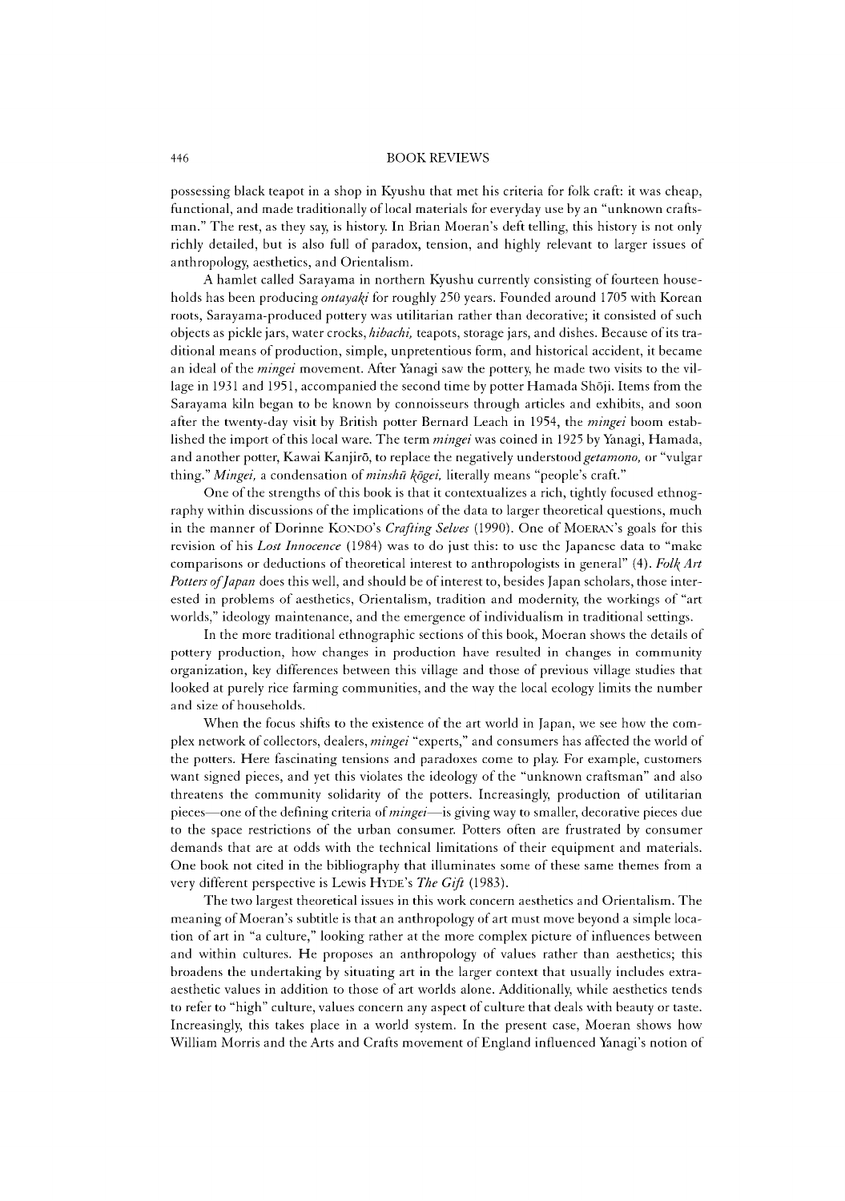possessing black teapot in a shop in Kyushu that met his criteria for folk craft: it was cheap, functional, and made traditionally of local materials for everyday use by an "unknown craftsman." The rest, as they say, is history. In Brian Moeran's deft telling, this history is not only richly detailed, but is also full of paradox, tension, and highly relevant to larger issues of anthropology, aesthetics, and Orientalism.

A hamlet called Sarayama in northern Kyushu currently consisting of fourteen households has been producing *ontayaki* for roughly 250 years. Founded around 1705 with Korean roots, Sarayama-produced pottery was utilitarian rather than decorative; it consisted of such objects as pickle jars, water crocks, *hibachi,* teapots, storage jars, and dishes. Because of its traditional means of production, simple, unpretentious form, and historical accident, it became an ideal of the *mingei* movement. After Yanagi saw the pottery, he made two visits to the village in 1931 and 1951, accompanied the second time by potter Hamada Shōji. Items from the Sarayama kiln began to be known by connoisseurs through articles and exhibits, and soon after the twenty-day visit by British potter Bernard Leach in 1954, the *mingei* boom established the import of this local ware. The term *mingei* was coined in 1925 by Yanagi, Hamada, and another potter, Kawai Kanjirō, to replace the negatively understood *getamono,* or "vulgar thing." *Mingei,* a condensation of *minshū kōgei,* literally means "people's craft."

One of the strengths of this book is that it contextualizes a rich, tightly focused ethnography within discussions of the implications of the data to larger theoretical questions, much in the manner of Dorinne KONDO's *Crafting Selves* (1990). One of MOERAN's goals for this revision of his *Lost Innocence* (1984) was to do just this: to use the Japanese data to "make comparisons or deductions of theoretical interest to anthropologists in general" (4). *Folk Art Potters of Japan* does this well, and should be of interest to, besides Japan scholars, those interested in problems of aesthetics, Orientalism, tradition and modernity, the workings of "art worlds," ideology maintenance, and the emergence of individualism in traditional settings.

In the more traditional ethnographic sections of this book, Moeran shows the details of pottery production, how changes in production have resulted in changes in community organization, key differences between this village and those of previous village studies that looked at purely rice farming communities, and the way the local ecology limits the number and size of households.

When the focus shifts to the existence of the art world in Japan, we see how the complex network of collectors, dealers, *mingei* "experts," and consumers has affected the world of the potters. Here fascinating tensions and paradoxes come to play. For example, customers want signed pieces, and yet this violates the ideology of the "unknown craftsman" and also threatens the community solidarity of the potters. Increasingly, production of utilitarian pieces—one of the defining criteria of *mingei*—is giving way to smaller, decorative pieces due to the space restrictions of the urban consumer. Potters often are frustrated by consumer demands that are at odds with the technical limitations of their equipment and materials. One book not cited in the bibliography that illuminates some of these same themes from a very different perspective is Lewis HYDE's *The Gift* (1983).

The two largest theoretical issues in this work concern aesthetics and Orientalism. The meaning of Moeran's subtitle is that an anthropology of art must move beyond a simple location of art in "a culture," looking rather at the more complex picture of influences between and within cultures. He proposes an anthropology of values rather than aesthetics; this broadens the undertaking by situating art in the larger context that usually includes extra-aesthetic values in addition to those of art worlds alone. Additionally, while aesthetics tends to refer to "high" culture, values concern any aspect of culture that deals with beauty or taste. Increasingly, this takes place in a world system. In the present case, Moeran shows how William Morris and the Arts and Crafts movement of England influenced Yanagi's notion of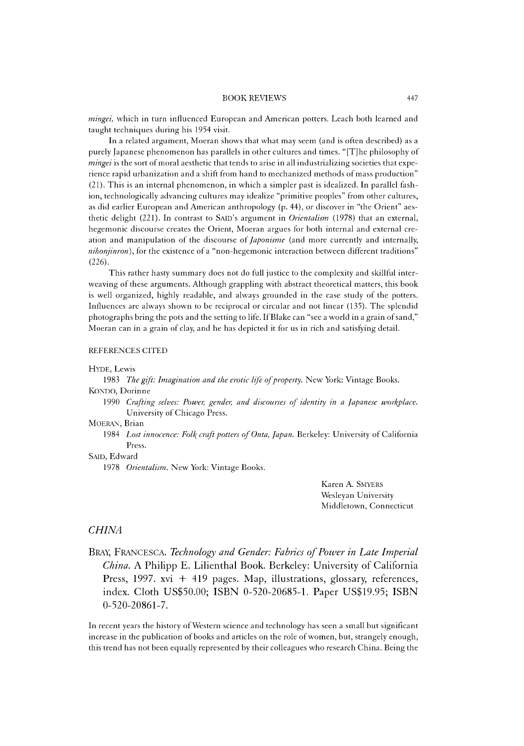*mingei,* which in turn influenced European and American potters. Leach both learned and taught techniques during his 1954 visit.

In a related argument, Moeran shows that what may seem (and is often described) as a purely Japanese phenomenon has parallels in other cultures and times. "[T]he philosophy of *mingei* is the sort of moral aesthetic that tends to arise in all industrializing societies that experience rapid urbanization and a shift from hand to mechanized methods of mass production" (21). This is an internal phenomenon, in which a simpler past is idealized. In parallel fashion, technologically advancing cultures may idealize "primitive peoples" from other cultures, as did earlier European and American anthropology (p. 44), or discover in "the Orient" aesthetic delight (221). In contrast to SAID's argument in *Orientalism* (1978) that an external, hegemonic discourse creates the Orient, Moeran argues for both internal and external creation and manipulation of the discourse of *Japonisme* (and more currently and internally, *nihonjinron*), for the existence of a "non-hegemonic interaction between different traditions" (226).

This rather hasty summary does not do full justice to the complexity and skillful interweaving of these arguments. Although grappling with abstract theoretical matters, this book is well organized, highly readable, and always grounded in the case study of the potters. Influences are always shown to be reciprocal or circular and not linear (135). The splendid photographs bring the pots and the setting to life. If Blake can "see a world in a grain of sand," Moeran can in a grain of clay, and he has depicted it for us in rich and satisfying detail.

REFERENCES CITED

HYDE, Lewis
1983 *The gift: Imagination and the erotic life of property.* New York: Vintage Books.

KONDO, Dorinne
1990 *Crafting selves: Power, gender, and discourses of identity in a Japanese workplace.* University of Chicago Press.

MOERAN, Brian
1984 *Lost innocence: Folk craft potters of Onta, Japan.* Berkeley: University of California Press.

SAID, Edward
1978 *Orientalism.* New York: Vintage Books.

Karen A. SMYERS
Wesleyan University
Middletown, Connecticut

## *CHINA*

### BRAY, FRANCESCA. *Technology and Gender: Fabrics of Power in Late Imperial China.* A Philipp E. Lilienthal Book. Berkeley: University of California Press, 1997. xvi + 419 pages. Map, illustrations, glossary, references, index. Cloth US$50.00; ISBN 0-520-20685-1. Paper US$19.95; ISBN 0-520-20861-7.

In recent years the history of Western science and technology has seen a small but significant increase in the publication of books and articles on the role of women, but, strangely enough, this trend has not been equally represented by their colleagues who research China. Being the